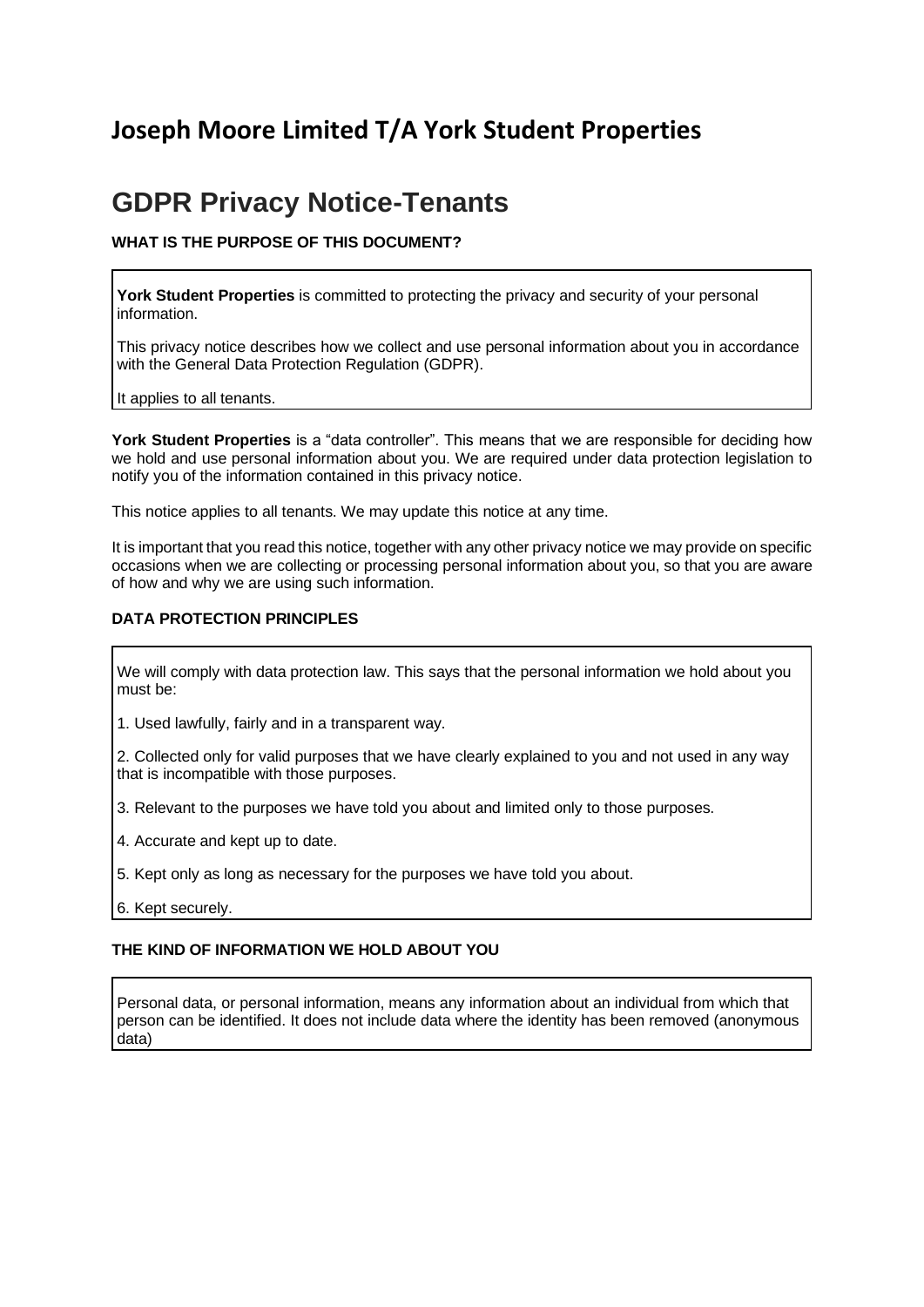# Joseph Moore Limited T/A York Student Properties

# GDPR Privacy Notice-Tenants

**WHAT IS THE PURPOSE OF THIS DOCUMENT?**

**York Student Properties** is committed to protecting the privacy and security of your personal information.

This privacy notice describes how we collect and use personal information about you in accordance with the General Data Protection Regulation (GDPR).

It applies to all tenants.

**York Student Properties** is a "data controller". This means that we are responsible for deciding how we hold and use personal information about you. We are required under data protection legislation to notify you of the information contained in this privacy notice.

This notice applies to all tenants. We may update this notice at any time.

It is important that you read this notice, together with any other privacy notice we may provide on specific occasions when we are collecting or processing personal information about you, so that you are aware of how and why we are using such information.

**DATA PROTECTION PRINCIPLES**

We will comply with data protection law. This says that the personal information we hold about you must be:

1. Used lawfully, fairly and in a transparent way.

2. Collected only for valid purposes that we have clearly explained to you and not used in any way that is incompatible with those purposes.

3. Relevant to the purposes we have told you about and limited only to those purposes.

4. Accurate and kept up to date.

5. Kept only as long as necessary for the purposes we have told you about.

6. Kept securely.

**THE KIND OF INFORMATION WE HOLD ABOUT YOU**

Personal data, or personal information, means any information about an individual from which that person can be identified. It does not include data where the identity has been removed (anonymous data)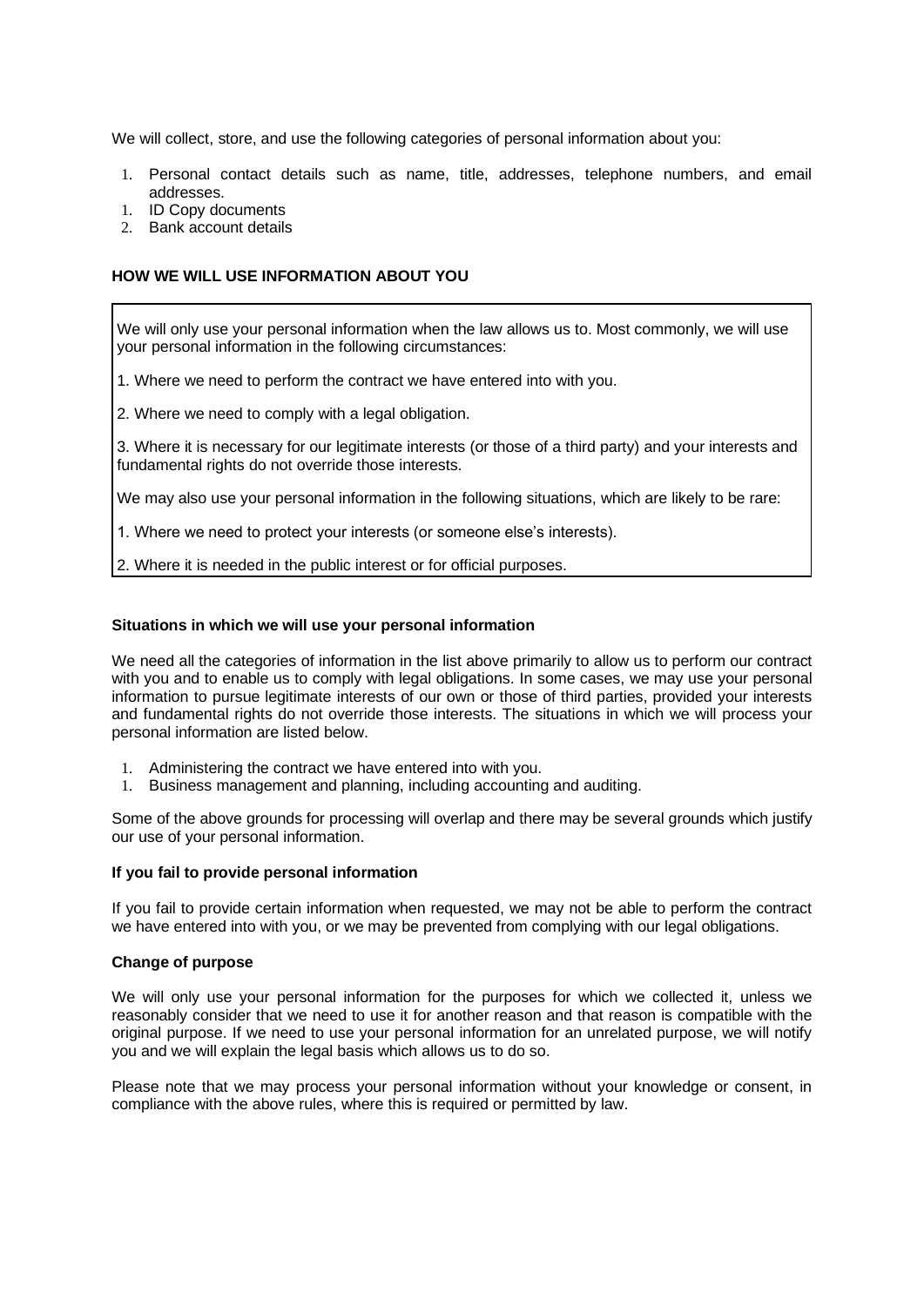We will collect, store, and use the following categories of personal information about you:

1. Personal contact details such as name, title, addresses, telephone numbers, and email addresses.
1. ID Copy documents
2. Bank account details

**HOW WE WILL USE INFORMATION ABOUT YOU**

We will only use your personal information when the law allows us to. Most commonly, we will use your personal information in the following circumstances:

1. Where we need to perform the contract we have entered into with you.

2. Where we need to comply with a legal obligation.

3. Where it is necessary for our legitimate interests (or those of a third party) and your interests and fundamental rights do not override those interests.

We may also use your personal information in the following situations, which are likely to be rare:

1. Where we need to protect your interests (or someone else's interests).

2. Where it is needed in the public interest or for official purposes.

**Situations in which we will use your personal information**

We need all the categories of information in the list above primarily to allow us to perform our contract with you and to enable us to comply with legal obligations. In some cases, we may use your personal information to pursue legitimate interests of our own or those of third parties, provided your interests and fundamental rights do not override those interests. The situations in which we will process your personal information are listed below.

1. Administering the contract we have entered into with you.
1. Business management and planning, including accounting and auditing.

Some of the above grounds for processing will overlap and there may be several grounds which justify our use of your personal information.

**If you fail to provide personal information**

If you fail to provide certain information when requested, we may not be able to perform the contract we have entered into with you, or we may be prevented from complying with our legal obligations.

**Change of purpose**

We will only use your personal information for the purposes for which we collected it, unless we reasonably consider that we need to use it for another reason and that reason is compatible with the original purpose. If we need to use your personal information for an unrelated purpose, we will notify you and we will explain the legal basis which allows us to do so.

Please note that we may process your personal information without your knowledge or consent, in compliance with the above rules, where this is required or permitted by law.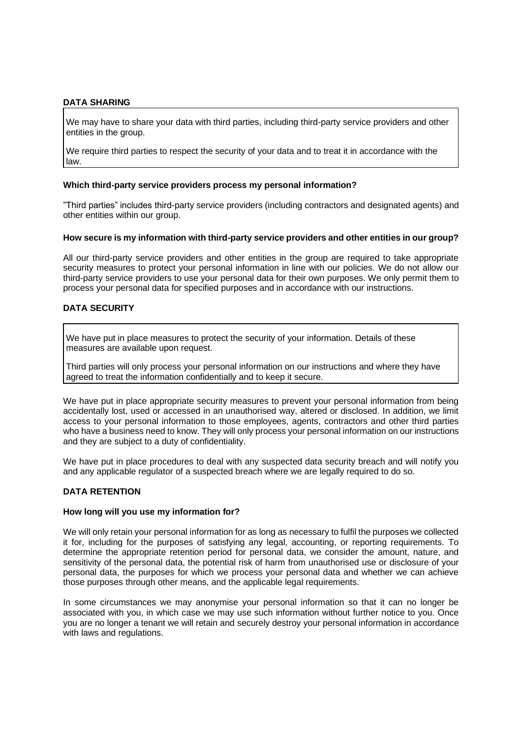## DATA SHARING

We may have to share your data with third parties, including third-party service providers and other entities in the group.

We require third parties to respect the security of your data and to treat it in accordance with the law.

### Which third-party service providers process my personal information?

"Third parties" includes third-party service providers (including contractors and designated agents) and other entities within our group.

### How secure is my information with third-party service providers and other entities in our group?

All our third-party service providers and other entities in the group are required to take appropriate security measures to protect your personal information in line with our policies. We do not allow our third-party service providers to use your personal data for their own purposes. We only permit them to process your personal data for specified purposes and in accordance with our instructions.

## DATA SECURITY

We have put in place measures to protect the security of your information. Details of these measures are available upon request.

Third parties will only process your personal information on our instructions and where they have agreed to treat the information confidentially and to keep it secure.

We have put in place appropriate security measures to prevent your personal information from being accidentally lost, used or accessed in an unauthorised way, altered or disclosed. In addition, we limit access to your personal information to those employees, agents, contractors and other third parties who have a business need to know. They will only process your personal information on our instructions and they are subject to a duty of confidentiality.

We have put in place procedures to deal with any suspected data security breach and will notify you and any applicable regulator of a suspected breach where we are legally required to do so.

## DATA RETENTION

### How long will you use my information for?

We will only retain your personal information for as long as necessary to fulfil the purposes we collected it for, including for the purposes of satisfying any legal, accounting, or reporting requirements. To determine the appropriate retention period for personal data, we consider the amount, nature, and sensitivity of the personal data, the potential risk of harm from unauthorised use or disclosure of your personal data, the purposes for which we process your personal data and whether we can achieve those purposes through other means, and the applicable legal requirements.

In some circumstances we may anonymise your personal information so that it can no longer be associated with you, in which case we may use such information without further notice to you. Once you are no longer a tenant we will retain and securely destroy your personal information in accordance with laws and regulations.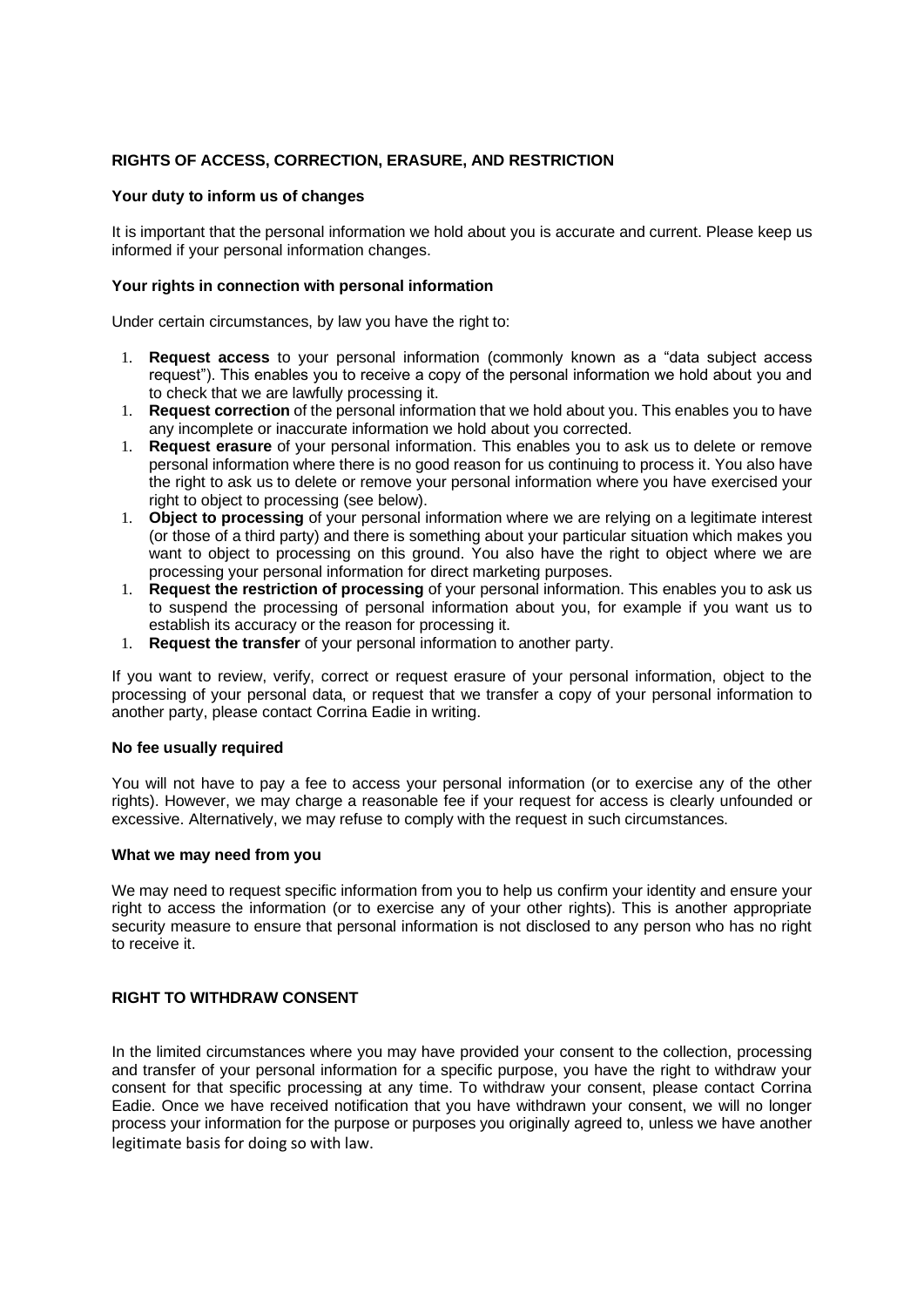## RIGHTS OF ACCESS, CORRECTION, ERASURE, AND RESTRICTION

### Your duty to inform us of changes

It is important that the personal information we hold about you is accurate and current. Please keep us informed if your personal information changes.

### Your rights in connection with personal information

Under certain circumstances, by law you have the right to:

1. **Request access** to your personal information (commonly known as a "data subject access request"). This enables you to receive a copy of the personal information we hold about you and to check that we are lawfully processing it.
1. **Request correction** of the personal information that we hold about you. This enables you to have any incomplete or inaccurate information we hold about you corrected.
1. **Request erasure** of your personal information. This enables you to ask us to delete or remove personal information where there is no good reason for us continuing to process it. You also have the right to ask us to delete or remove your personal information where you have exercised your right to object to processing (see below).
1. **Object to processing** of your personal information where we are relying on a legitimate interest (or those of a third party) and there is something about your particular situation which makes you want to object to processing on this ground. You also have the right to object where we are processing your personal information for direct marketing purposes.
1. **Request the restriction of processing** of your personal information. This enables you to ask us to suspend the processing of personal information about you, for example if you want us to establish its accuracy or the reason for processing it.
1. **Request the transfer** of your personal information to another party.

If you want to review, verify, correct or request erasure of your personal information, object to the processing of your personal data, or request that we transfer a copy of your personal information to another party, please contact Corrina Eadie in writing.

### No fee usually required

You will not have to pay a fee to access your personal information (or to exercise any of the other rights). However, we may charge a reasonable fee if your request for access is clearly unfounded or excessive. Alternatively, we may refuse to comply with the request in such circumstances.

### What we may need from you

We may need to request specific information from you to help us confirm your identity and ensure your right to access the information (or to exercise any of your other rights). This is another appropriate security measure to ensure that personal information is not disclosed to any person who has no right to receive it.

## RIGHT TO WITHDRAW CONSENT

In the limited circumstances where you may have provided your consent to the collection, processing and transfer of your personal information for a specific purpose, you have the right to withdraw your consent for that specific processing at any time. To withdraw your consent, please contact Corrina Eadie. Once we have received notification that you have withdrawn your consent, we will no longer process your information for the purpose or purposes you originally agreed to, unless we have another legitimate basis for doing so with law.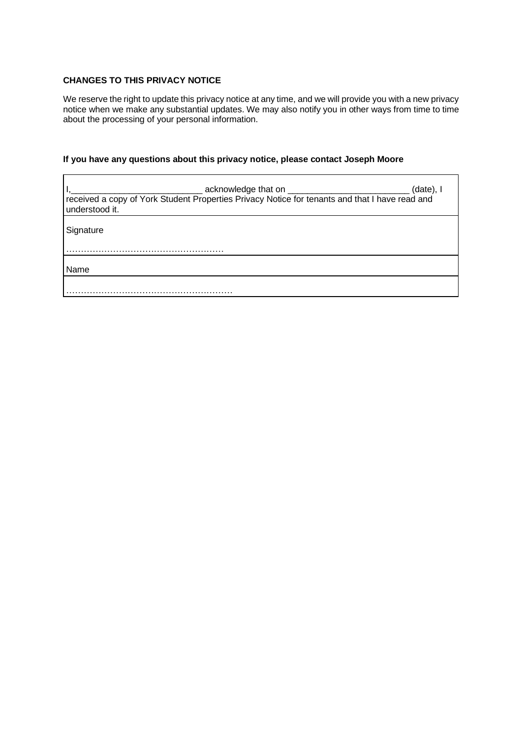**CHANGES TO THIS PRIVACY NOTICE**

We reserve the right to update this privacy notice at any time, and we will provide you with a new privacy notice when we make any substantial updates. We may also notify you in other ways from time to time about the processing of your personal information.

**If you have any questions about this privacy notice, please contact Joseph Moore**

| |
|---|
| I,\_\_\_\_\_\_\_\_\_\_\_\_\_\_\_\_\_\_\_\_\_\_\_\_\_\_\_ acknowledge that on \_\_\_\_\_\_\_\_\_\_\_\_\_\_\_\_\_\_\_\_\_\_\_\_\_ (date), I received a copy of York Student Properties Privacy Notice for tenants and that I have read and understood it. |
| Signature<br><br>……………………………………………… |
| Name |
| ……………………………………………… |